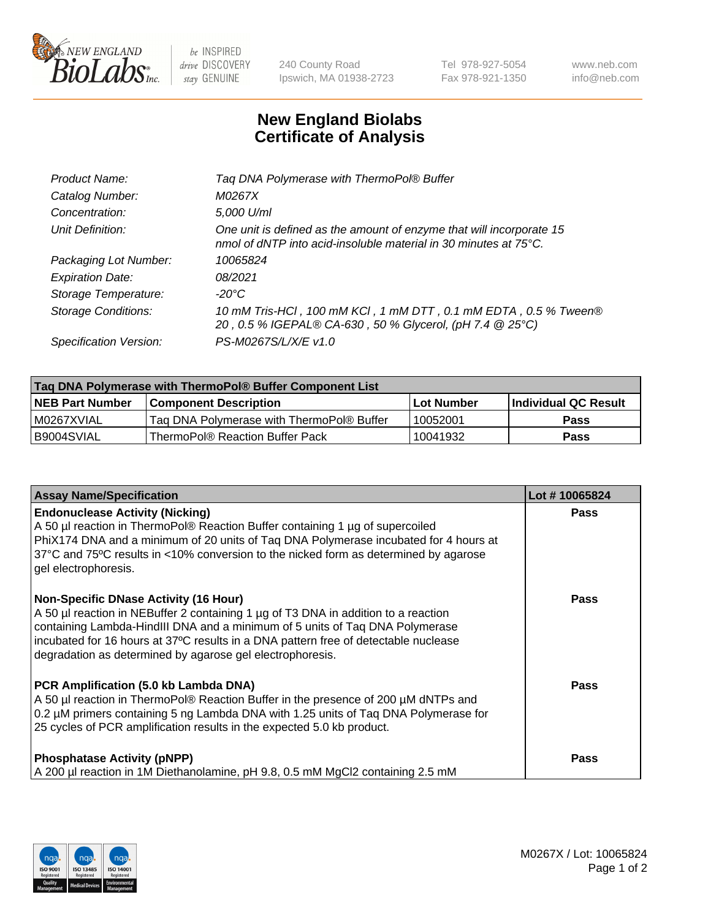be INSPIRED
drive DISCOVERY
stay GENUINE

240 County Road
Ipswich, MA 01938-2723

Tel 978-927-5054
Fax 978-921-1350

www.neb.com
info@neb.com

# New England Biolabs
# Certificate of Analysis

| | |
|---|---|
| *Product Name:* | *Taq DNA Polymerase with ThermoPol® Buffer* |
| *Catalog Number:* | *M0267X* |
| *Concentration:* | *5,000 U/ml* |
| *Unit Definition:* | *One unit is defined as the amount of enzyme that will incorporate 15 nmol of dNTP into acid-insoluble material in 30 minutes at 75°C.* |
| *Packaging Lot Number:* | *10065824* |
| *Expiration Date:* | *08/2021* |
| *Storage Temperature:* | *-20°C* |
| *Storage Conditions:* | *10 mM Tris-HCl , 100 mM KCl , 1 mM DTT , 0.1 mM EDTA , 0.5 % Tween® 20 , 0.5 % IGEPAL® CA-630 , 50 % Glycerol, (pH 7.4 @ 25°C)* |
| *Specification Version:* | *PS-M0267S/L/X/E v1.0* |

| Taq DNA Polymerase with ThermoPol® Buffer Component List | | | |
|---|---|---|---|
| **NEB Part Number** | **Component Description** | **Lot Number** | **Individual QC Result** |
| M0267XVIAL | Taq DNA Polymerase with ThermoPol® Buffer | 10052001 | **Pass** |
| B9004SVIAL | ThermoPol® Reaction Buffer Pack | 10041932 | **Pass** |

| Assay Name/Specification | Lot # 10065824 |
|---|---|
| **Endonuclease Activity (Nicking)**<br>A 50 µl reaction in ThermoPol® Reaction Buffer containing 1 µg of supercoiled PhiX174 DNA and a minimum of 20 units of Taq DNA Polymerase incubated for 4 hours at 37ºC and 75ºC results in <10% conversion to the nicked form as determined by agarose gel electrophoresis. | **Pass** |
| **Non-Specific DNase Activity (16 Hour)**<br>A 50 µl reaction in NEBuffer 2 containing 1 µg of T3 DNA in addition to a reaction containing Lambda-HindIII DNA and a minimum of 5 units of Taq DNA Polymerase incubated for 16 hours at 37ºC results in a DNA pattern free of detectable nuclease degradation as determined by agarose gel electrophoresis. | **Pass** |
| **PCR Amplification (5.0 kb Lambda DNA)**<br>A 50 µl reaction in ThermoPol® Reaction Buffer in the presence of 200 µM dNTPs and 0.2 µM primers containing 5 ng Lambda DNA with 1.25 units of Taq DNA Polymerase for 25 cycles of PCR amplification results in the expected 5.0 kb product. | **Pass** |
| **Phosphatase Activity (pNPP)**<br>A 200 µl reaction in 1M Diethanolamine, pH 9.8, 0.5 mM $MgCl_2$ containing 2.5 mM | **Pass** |

M0267X / Lot: 10065824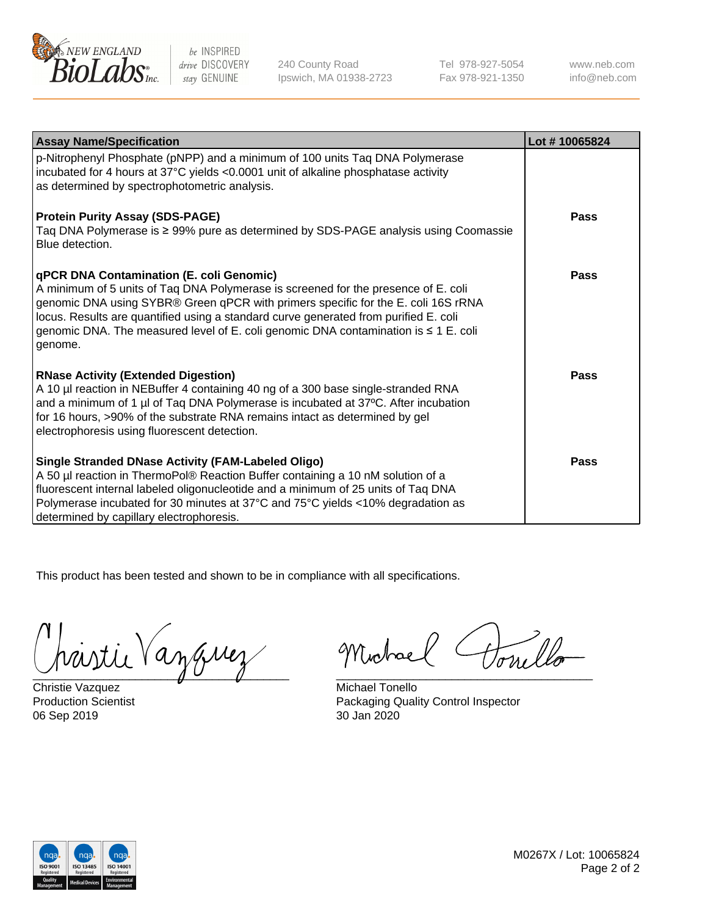| Assay Name/Specification | Lot # 10065824 |
|---|---|
| p-Nitrophenyl Phosphate (pNPP) and a minimum of 100 units Taq DNA Polymerase incubated for 4 hours at 37°C yields <0.0001 unit of alkaline phosphatase activity as determined by spectrophotometric analysis. | |
| **Protein Purity Assay (SDS-PAGE)**<br>Taq DNA Polymerase is ≥ 99% pure as determined by SDS-PAGE analysis using Coomassie Blue detection. | Pass |
| **qPCR DNA Contamination (E. coli Genomic)**<br>A minimum of 5 units of Taq DNA Polymerase is screened for the presence of E. coli genomic DNA using SYBR® Green qPCR with primers specific for the E. coli 16S rRNA locus. Results are quantified using a standard curve generated from purified E. coli genomic DNA. The measured level of E. coli genomic DNA contamination is ≤ 1 E. coli genome. | Pass |
| **RNase Activity (Extended Digestion)**<br>A 10 µl reaction in NEBuffer 4 containing 40 ng of a 300 base single-stranded RNA and a minimum of 1 µl of Taq DNA Polymerase is incubated at 37ºC. After incubation for 16 hours, >90% of the substrate RNA remains intact as determined by gel electrophoresis using fluorescent detection. | Pass |
| **Single Stranded DNase Activity (FAM-Labeled Oligo)**<br>A 50 µl reaction in ThermoPol® Reaction Buffer containing a 10 nM solution of a fluorescent internal labeled oligonucleotide and a minimum of 25 units of Taq DNA Polymerase incubated for 30 minutes at 37°C and 75°C yields <10% degradation as determined by capillary electrophoresis. | Pass |

This product has been tested and shown to be in compliance with all specifications.

Christie Vazquez
Production Scientist
06 Sep 2019

Michael Tonello
Packaging Quality Control Inspector
30 Jan 2020

M0267X / Lot: 10065824